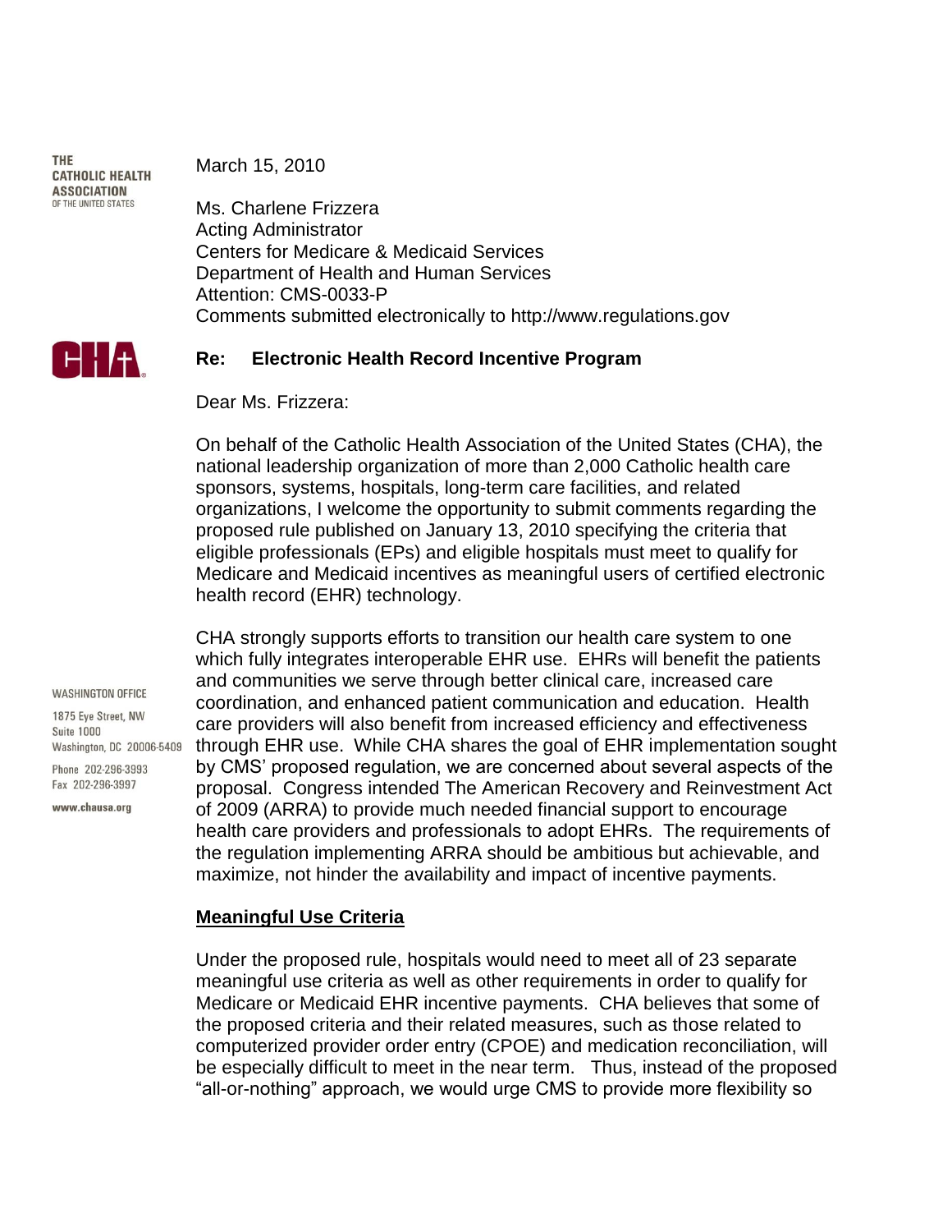THE CATHOLIC HEALTH ASSOCIATION OF THE UNITED STATES

March 15, 2010

Ms. Charlene Frizzera
Acting Administrator
Centers for Medicare & Medicaid Services
Department of Health and Human Services
Attention: CMS-0033-P
Comments submitted electronically to http://www.regulations.gov

**Re: Electronic Health Record Incentive Program**

Dear Ms. Frizzera:

On behalf of the Catholic Health Association of the United States (CHA), the national leadership organization of more than 2,000 Catholic health care sponsors, systems, hospitals, long-term care facilities, and related organizations, I welcome the opportunity to submit comments regarding the proposed rule published on January 13, 2010 specifying the criteria that eligible professionals (EPs) and eligible hospitals must meet to qualify for Medicare and Medicaid incentives as meaningful users of certified electronic health record (EHR) technology.

CHA strongly supports efforts to transition our health care system to one which fully integrates interoperable EHR use. EHRs will benefit the patients and communities we serve through better clinical care, increased care coordination, and enhanced patient communication and education. Health care providers will also benefit from increased efficiency and effectiveness through EHR use. While CHA shares the goal of EHR implementation sought by CMS' proposed regulation, we are concerned about several aspects of the proposal. Congress intended The American Recovery and Reinvestment Act of 2009 (ARRA) to provide much needed financial support to encourage health care providers and professionals to adopt EHRs. The requirements of the regulation implementing ARRA should be ambitious but achievable, and maximize, not hinder the availability and impact of incentive payments.

WASHINGTON OFFICE
1875 Eye Street, NW
Suite 1000
Washington, DC 20006-5409
Phone 202-296-3993
Fax 202-296-3997
www.chausa.org

## Meaningful Use Criteria

Under the proposed rule, hospitals would need to meet all of 23 separate meaningful use criteria as well as other requirements in order to qualify for Medicare or Medicaid EHR incentive payments. CHA believes that some of the proposed criteria and their related measures, such as those related to computerized provider order entry (CPOE) and medication reconciliation, will be especially difficult to meet in the near term. Thus, instead of the proposed "all-or-nothing" approach, we would urge CMS to provide more flexibility so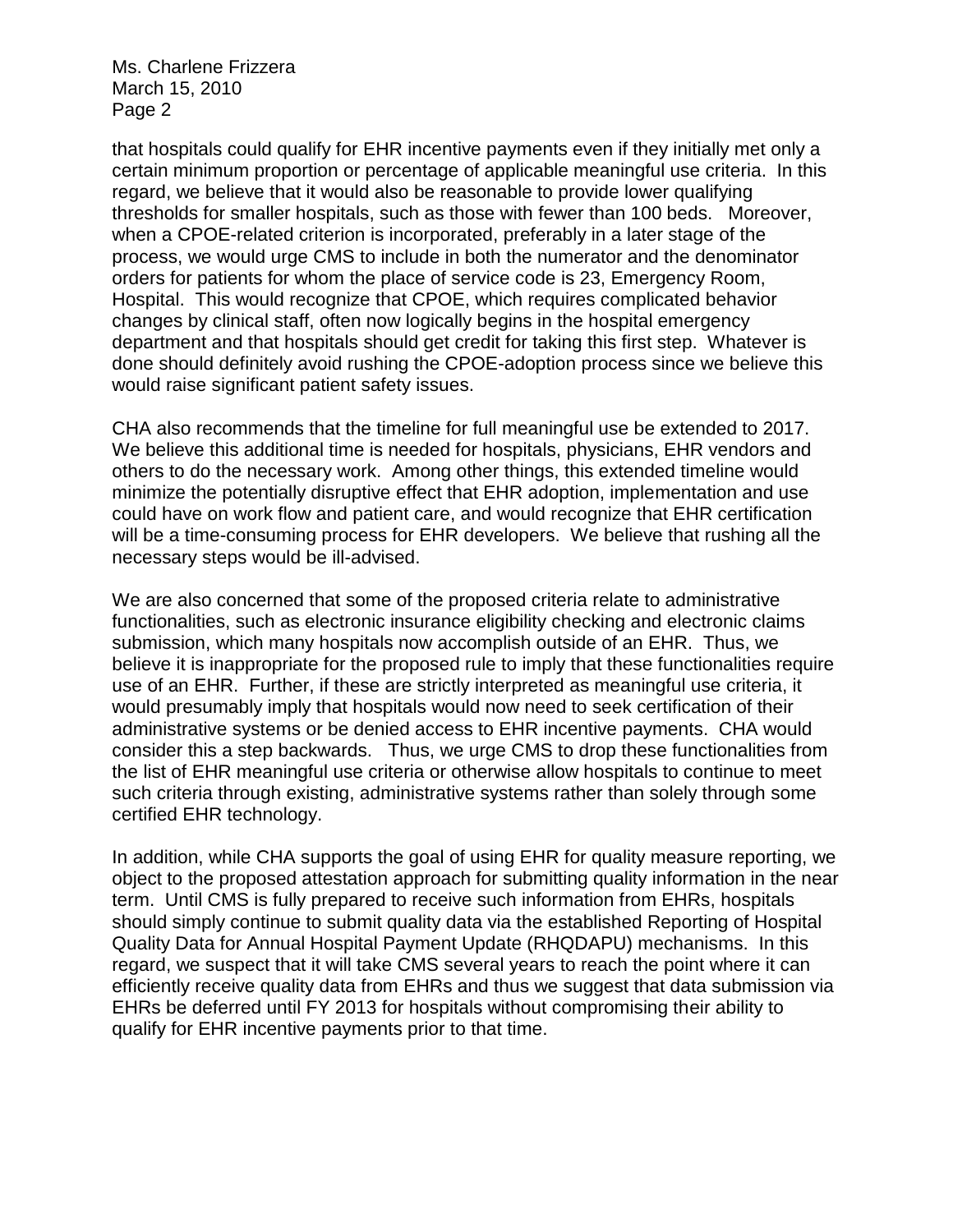that hospitals could qualify for EHR incentive payments even if they initially met only a certain minimum proportion or percentage of applicable meaningful use criteria. In this regard, we believe that it would also be reasonable to provide lower qualifying thresholds for smaller hospitals, such as those with fewer than 100 beds. Moreover, when a CPOE-related criterion is incorporated, preferably in a later stage of the process, we would urge CMS to include in both the numerator and the denominator orders for patients for whom the place of service code is 23, Emergency Room, Hospital. This would recognize that CPOE, which requires complicated behavior changes by clinical staff, often now logically begins in the hospital emergency department and that hospitals should get credit for taking this first step. Whatever is done should definitely avoid rushing the CPOE-adoption process since we believe this would raise significant patient safety issues.

CHA also recommends that the timeline for full meaningful use be extended to 2017. We believe this additional time is needed for hospitals, physicians, EHR vendors and others to do the necessary work. Among other things, this extended timeline would minimize the potentially disruptive effect that EHR adoption, implementation and use could have on work flow and patient care, and would recognize that EHR certification will be a time-consuming process for EHR developers. We believe that rushing all the necessary steps would be ill-advised.

We are also concerned that some of the proposed criteria relate to administrative functionalities, such as electronic insurance eligibility checking and electronic claims submission, which many hospitals now accomplish outside of an EHR. Thus, we believe it is inappropriate for the proposed rule to imply that these functionalities require use of an EHR. Further, if these are strictly interpreted as meaningful use criteria, it would presumably imply that hospitals would now need to seek certification of their administrative systems or be denied access to EHR incentive payments. CHA would consider this a step backwards. Thus, we urge CMS to drop these functionalities from the list of EHR meaningful use criteria or otherwise allow hospitals to continue to meet such criteria through existing, administrative systems rather than solely through some certified EHR technology.

In addition, while CHA supports the goal of using EHR for quality measure reporting, we object to the proposed attestation approach for submitting quality information in the near term. Until CMS is fully prepared to receive such information from EHRs, hospitals should simply continue to submit quality data via the established Reporting of Hospital Quality Data for Annual Hospital Payment Update (RHQDAPU) mechanisms. In this regard, we suspect that it will take CMS several years to reach the point where it can efficiently receive quality data from EHRs and thus we suggest that data submission via EHRs be deferred until FY 2013 for hospitals without compromising their ability to qualify for EHR incentive payments prior to that time.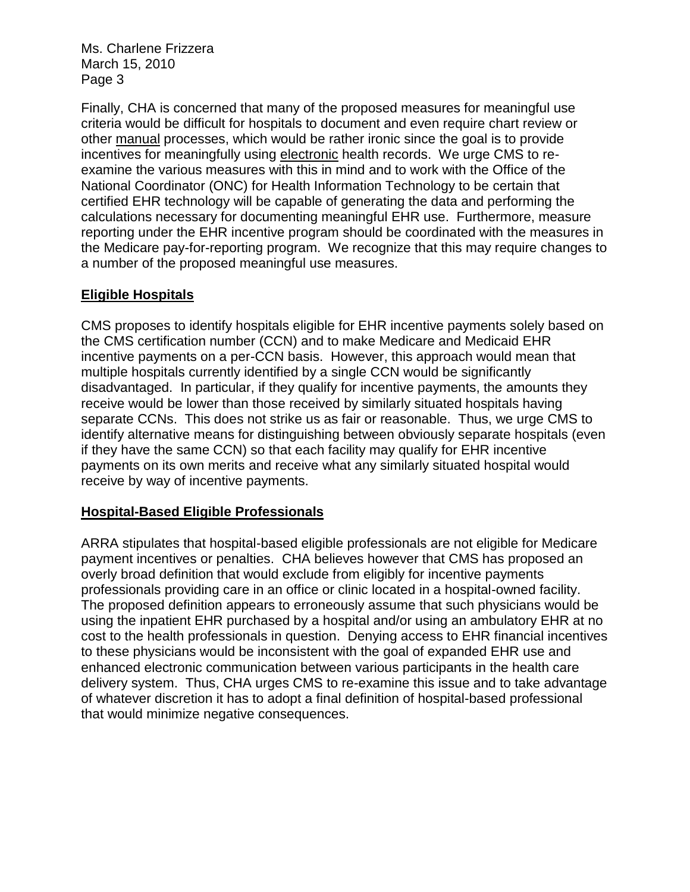Finally, CHA is concerned that many of the proposed measures for meaningful use criteria would be difficult for hospitals to document and even require chart review or other manual processes, which would be rather ironic since the goal is to provide incentives for meaningfully using electronic health records. We urge CMS to re-examine the various measures with this in mind and to work with the Office of the National Coordinator (ONC) for Health Information Technology to be certain that certified EHR technology will be capable of generating the data and performing the calculations necessary for documenting meaningful EHR use. Furthermore, measure reporting under the EHR incentive program should be coordinated with the measures in the Medicare pay-for-reporting program. We recognize that this may require changes to a number of the proposed meaningful use measures.

## Eligible Hospitals

CMS proposes to identify hospitals eligible for EHR incentive payments solely based on the CMS certification number (CCN) and to make Medicare and Medicaid EHR incentive payments on a per-CCN basis. However, this approach would mean that multiple hospitals currently identified by a single CCN would be significantly disadvantaged. In particular, if they qualify for incentive payments, the amounts they receive would be lower than those received by similarly situated hospitals having separate CCNs. This does not strike us as fair or reasonable. Thus, we urge CMS to identify alternative means for distinguishing between obviously separate hospitals (even if they have the same CCN) so that each facility may qualify for EHR incentive payments on its own merits and receive what any similarly situated hospital would receive by way of incentive payments.

## Hospital-Based Eligible Professionals

ARRA stipulates that hospital-based eligible professionals are not eligible for Medicare payment incentives or penalties. CHA believes however that CMS has proposed an overly broad definition that would exclude from eligibly for incentive payments professionals providing care in an office or clinic located in a hospital-owned facility. The proposed definition appears to erroneously assume that such physicians would be using the inpatient EHR purchased by a hospital and/or using an ambulatory EHR at no cost to the health professionals in question. Denying access to EHR financial incentives to these physicians would be inconsistent with the goal of expanded EHR use and enhanced electronic communication between various participants in the health care delivery system. Thus, CHA urges CMS to re-examine this issue and to take advantage of whatever discretion it has to adopt a final definition of hospital-based professional that would minimize negative consequences.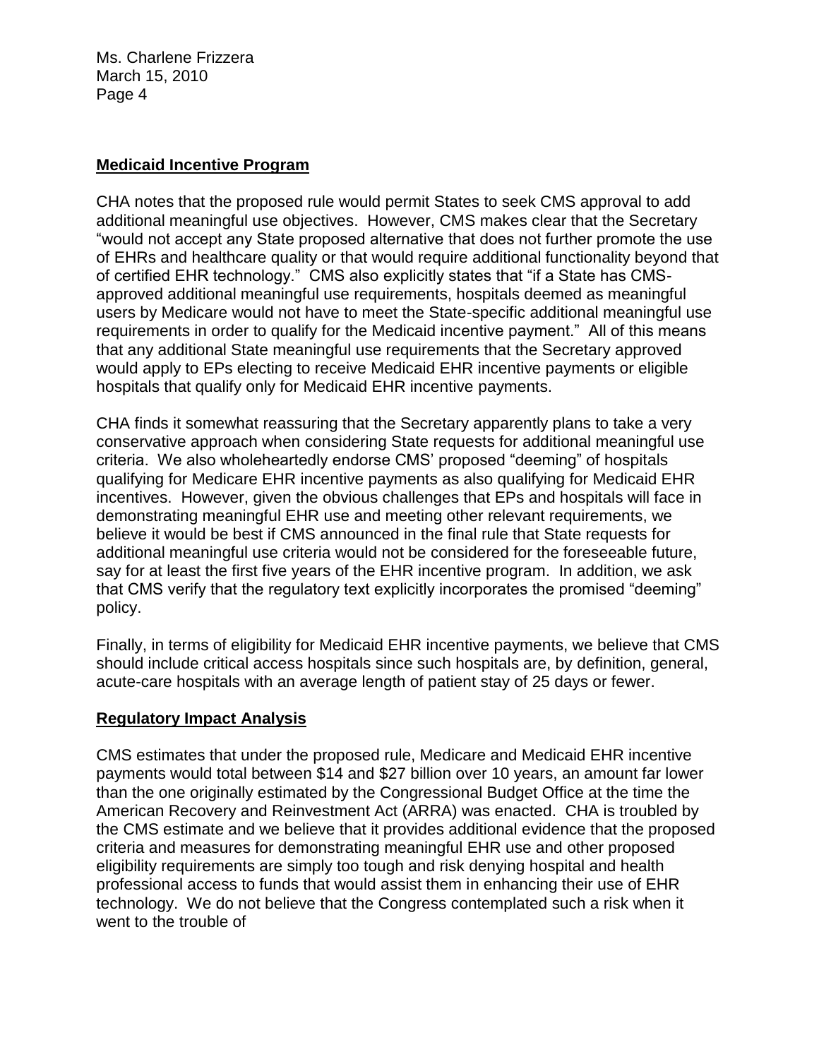## Medicaid Incentive Program

CHA notes that the proposed rule would permit States to seek CMS approval to add additional meaningful use objectives. However, CMS makes clear that the Secretary "would not accept any State proposed alternative that does not further promote the use of EHRs and healthcare quality or that would require additional functionality beyond that of certified EHR technology." CMS also explicitly states that "if a State has CMS-approved additional meaningful use requirements, hospitals deemed as meaningful users by Medicare would not have to meet the State-specific additional meaningful use requirements in order to qualify for the Medicaid incentive payment." All of this means that any additional State meaningful use requirements that the Secretary approved would apply to EPs electing to receive Medicaid EHR incentive payments or eligible hospitals that qualify only for Medicaid EHR incentive payments.

CHA finds it somewhat reassuring that the Secretary apparently plans to take a very conservative approach when considering State requests for additional meaningful use criteria. We also wholeheartedly endorse CMS' proposed "deeming" of hospitals qualifying for Medicare EHR incentive payments as also qualifying for Medicaid EHR incentives. However, given the obvious challenges that EPs and hospitals will face in demonstrating meaningful EHR use and meeting other relevant requirements, we believe it would be best if CMS announced in the final rule that State requests for additional meaningful use criteria would not be considered for the foreseeable future, say for at least the first five years of the EHR incentive program. In addition, we ask that CMS verify that the regulatory text explicitly incorporates the promised "deeming" policy.

Finally, in terms of eligibility for Medicaid EHR incentive payments, we believe that CMS should include critical access hospitals since such hospitals are, by definition, general, acute-care hospitals with an average length of patient stay of 25 days or fewer.

## Regulatory Impact Analysis

CMS estimates that under the proposed rule, Medicare and Medicaid EHR incentive payments would total between $14 and $27 billion over 10 years, an amount far lower than the one originally estimated by the Congressional Budget Office at the time the American Recovery and Reinvestment Act (ARRA) was enacted. CHA is troubled by the CMS estimate and we believe that it provides additional evidence that the proposed criteria and measures for demonstrating meaningful EHR use and other proposed eligibility requirements are simply too tough and risk denying hospital and health professional access to funds that would assist them in enhancing their use of EHR technology. We do not believe that the Congress contemplated such a risk when it went to the trouble of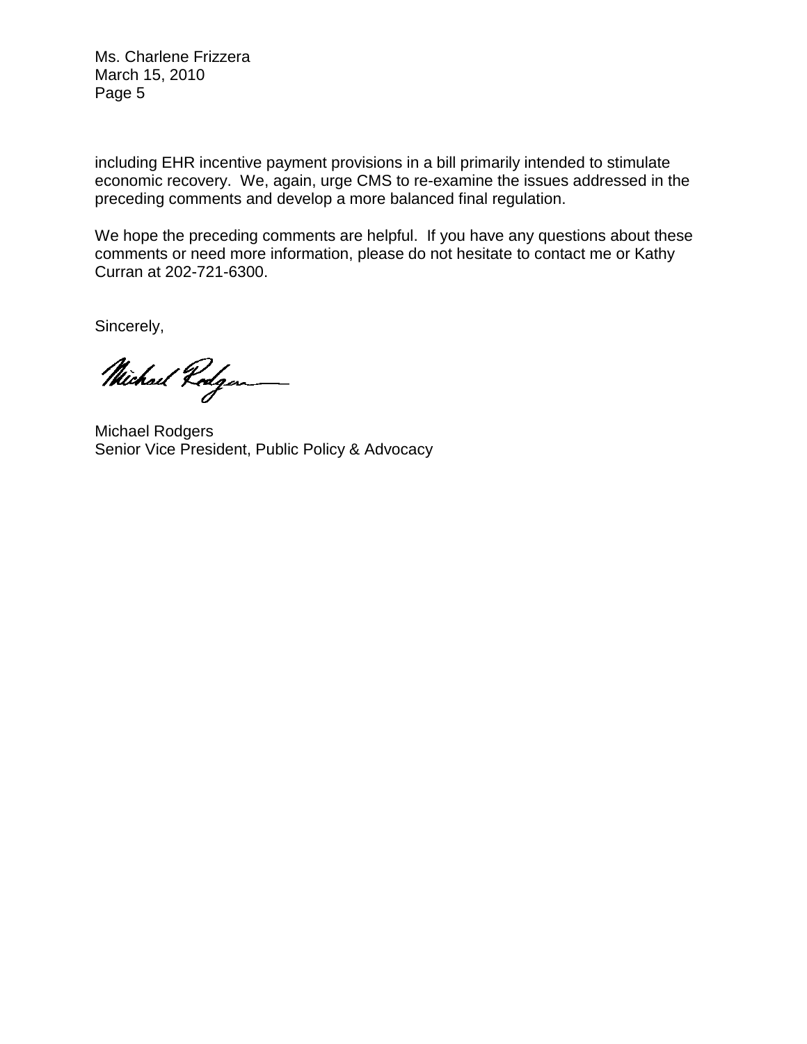including EHR incentive payment provisions in a bill primarily intended to stimulate economic recovery. We, again, urge CMS to re-examine the issues addressed in the preceding comments and develop a more balanced final regulation.

We hope the preceding comments are helpful. If you have any questions about these comments or need more information, please do not hesitate to contact me or Kathy Curran at 202-721-6300.

Sincerely,

Michael Rodgers

Michael Rodgers
Senior Vice President, Public Policy & Advocacy